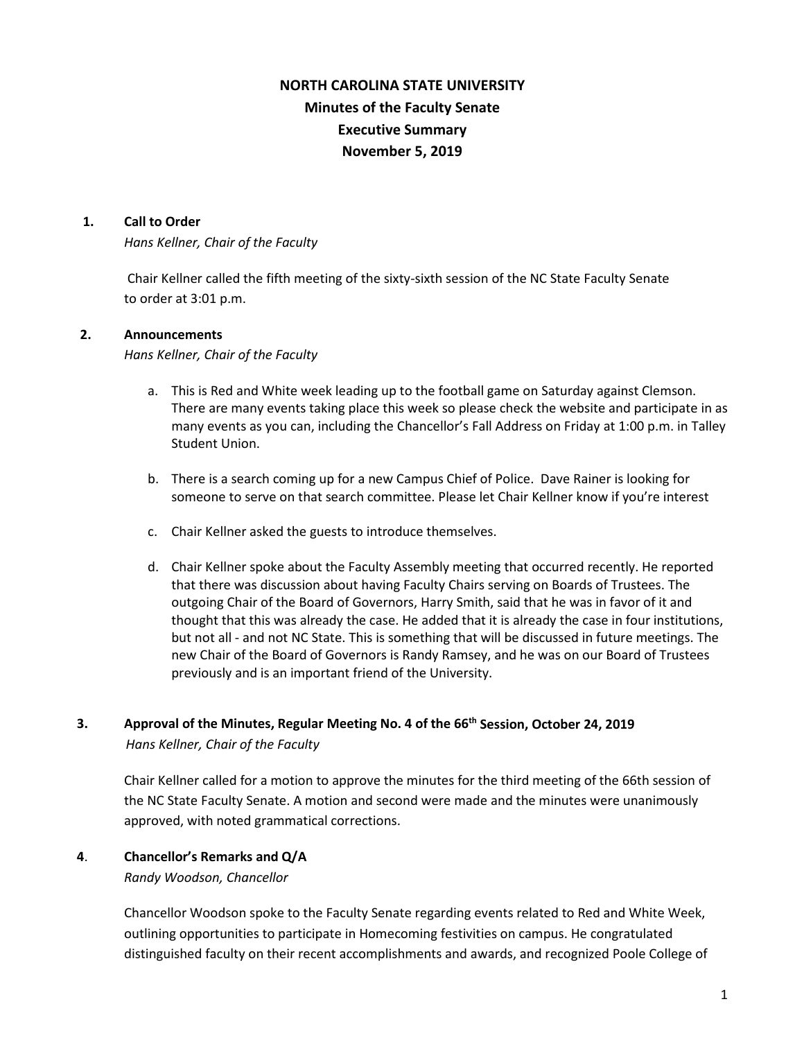# NORTH CAROLINA STATE UNIVERSITY
## Minutes of the Faculty Senate
## Executive Summary
## November 5, 2019

**1. Call to Order**

*Hans Kellner, Chair of the Faculty*

Chair Kellner called the fifth meeting of the sixty-sixth session of the NC State Faculty Senate to order at 3:01 p.m.

**2. Announcements**

*Hans Kellner, Chair of the Faculty*

a. This is Red and White week leading up to the football game on Saturday against Clemson. There are many events taking place this week so please check the website and participate in as many events as you can, including the Chancellor's Fall Address on Friday at 1:00 p.m. in Talley Student Union.

b. There is a search coming up for a new Campus Chief of Police. Dave Rainer is looking for someone to serve on that search committee. Please let Chair Kellner know if you're interest

c. Chair Kellner asked the guests to introduce themselves.

d. Chair Kellner spoke about the Faculty Assembly meeting that occurred recently. He reported that there was discussion about having Faculty Chairs serving on Boards of Trustees. The outgoing Chair of the Board of Governors, Harry Smith, said that he was in favor of it and thought that this was already the case. He added that it is already the case in four institutions, but not all - and not NC State. This is something that will be discussed in future meetings. The new Chair of the Board of Governors is Randy Ramsey, and he was on our Board of Trustees previously and is an important friend of the University.

**3. Approval of the Minutes, Regular Meeting No. 4 of the 66th Session, October 24, 2019**

*Hans Kellner, Chair of the Faculty*

Chair Kellner called for a motion to approve the minutes for the third meeting of the 66th session of the NC State Faculty Senate. A motion and second were made and the minutes were unanimously approved, with noted grammatical corrections.

**4. Chancellor's Remarks and Q/A**

*Randy Woodson, Chancellor*

Chancellor Woodson spoke to the Faculty Senate regarding events related to Red and White Week, outlining opportunities to participate in Homecoming festivities on campus. He congratulated distinguished faculty on their recent accomplishments and awards, and recognized Poole College of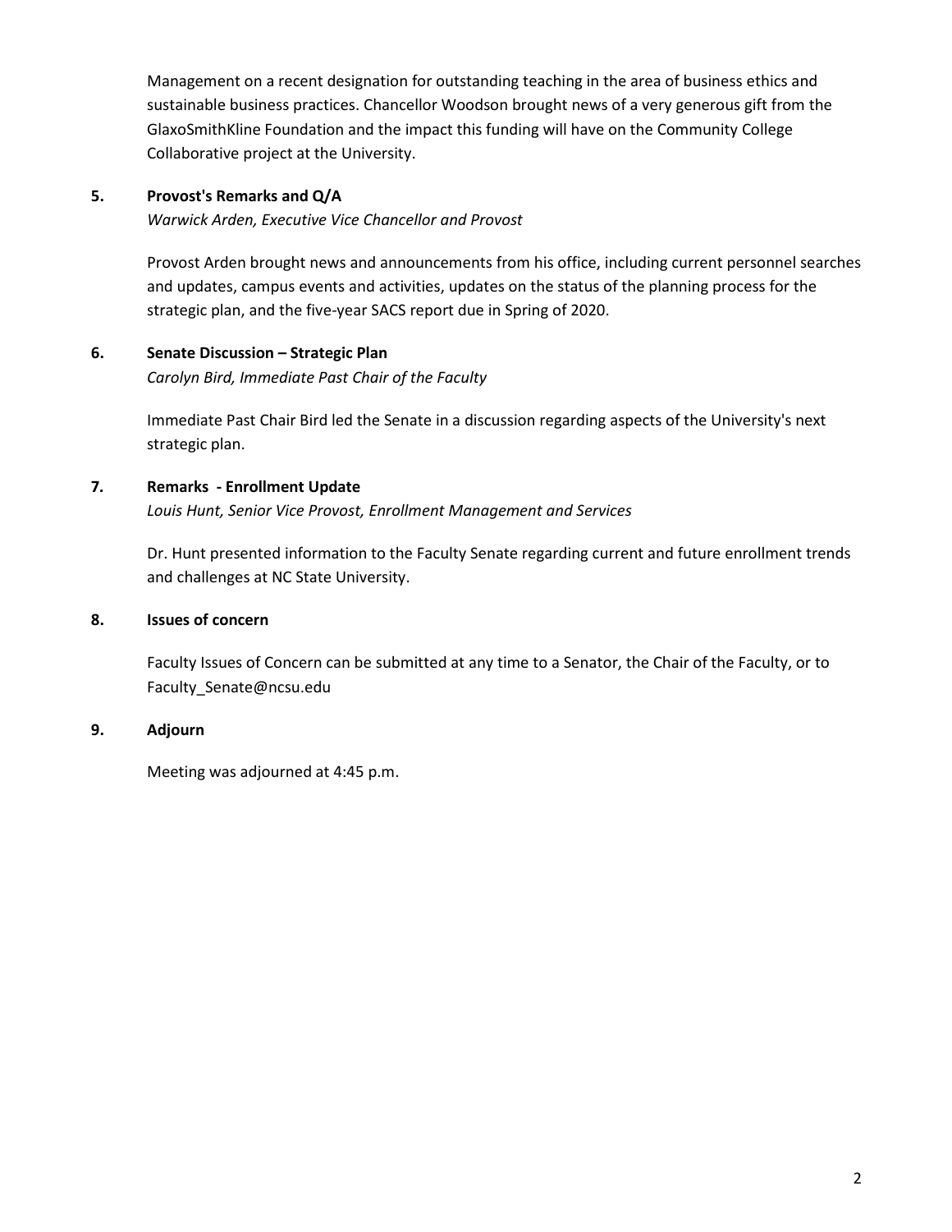Management on a recent designation for outstanding teaching in the area of business ethics and sustainable business practices. Chancellor Woodson brought news of a very generous gift from the GlaxoSmithKline Foundation and the impact this funding will have on the Community College Collaborative project at the University.

**5. Provost's Remarks and Q/A**

*Warwick Arden, Executive Vice Chancellor and Provost*

Provost Arden brought news and announcements from his office, including current personnel searches and updates, campus events and activities, updates on the status of the planning process for the strategic plan, and the five-year SACS report due in Spring of 2020.

**6. Senate Discussion – Strategic Plan**

*Carolyn Bird, Immediate Past Chair of the Faculty*

Immediate Past Chair Bird led the Senate in a discussion regarding aspects of the University's next strategic plan.

**7. Remarks - Enrollment Update**

*Louis Hunt, Senior Vice Provost, Enrollment Management and Services*

Dr. Hunt presented information to the Faculty Senate regarding current and future enrollment trends and challenges at NC State University.

**8. Issues of concern**

Faculty Issues of Concern can be submitted at any time to a Senator, the Chair of the Faculty, or to Faculty_Senate@ncsu.edu

**9. Adjourn**

Meeting was adjourned at 4:45 p.m.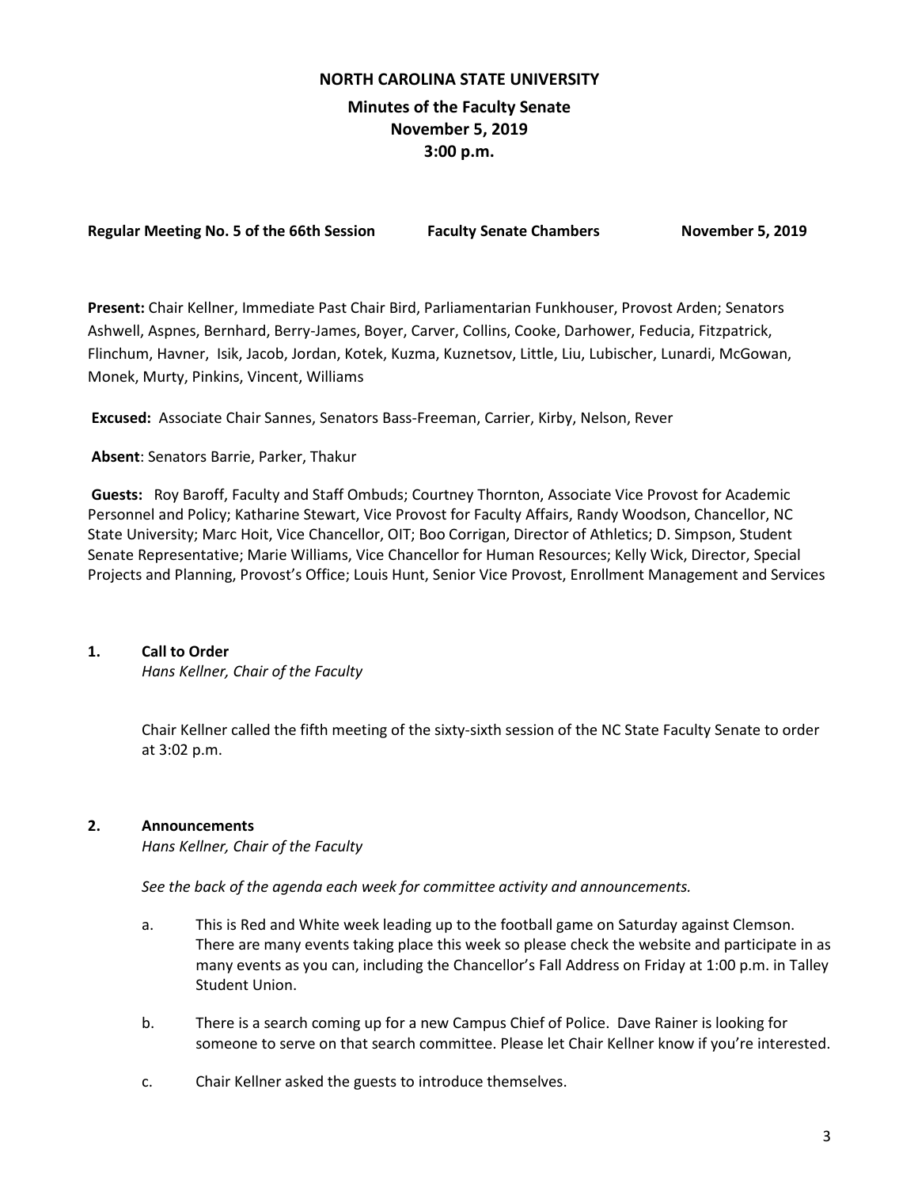# NORTH CAROLINA STATE UNIVERSITY

## Minutes of the Faculty Senate
## November 5, 2019
## 3:00 p.m.

**Regular Meeting No. 5 of the 66th Session** **Faculty Senate Chambers** **November 5, 2019**

**Present:** Chair Kellner, Immediate Past Chair Bird, Parliamentarian Funkhouser, Provost Arden; Senators Ashwell, Aspnes, Bernhard, Berry-James, Boyer, Carver, Collins, Cooke, Darhower, Feducia, Fitzpatrick, Flinchum, Havner, Isik, Jacob, Jordan, Kotek, Kuzma, Kuznetsov, Little, Liu, Lubischer, Lunardi, McGowan, Monek, Murty, Pinkins, Vincent, Williams

**Excused:** Associate Chair Sannes, Senators Bass-Freeman, Carrier, Kirby, Nelson, Rever

**Absent**: Senators Barrie, Parker, Thakur

**Guests:** Roy Baroff, Faculty and Staff Ombuds; Courtney Thornton, Associate Vice Provost for Academic Personnel and Policy; Katharine Stewart, Vice Provost for Faculty Affairs, Randy Woodson, Chancellor, NC State University; Marc Hoit, Vice Chancellor, OIT; Boo Corrigan, Director of Athletics; D. Simpson, Student Senate Representative; Marie Williams, Vice Chancellor for Human Resources; Kelly Wick, Director, Special Projects and Planning, Provost's Office; Louis Hunt, Senior Vice Provost, Enrollment Management and Services

**1. Call to Order**

*Hans Kellner, Chair of the Faculty*

Chair Kellner called the fifth meeting of the sixty-sixth session of the NC State Faculty Senate to order at 3:02 p.m.

**2. Announcements**

*Hans Kellner, Chair of the Faculty*

*See the back of the agenda each week for committee activity and announcements.*

a. This is Red and White week leading up to the football game on Saturday against Clemson. There are many events taking place this week so please check the website and participate in as many events as you can, including the Chancellor's Fall Address on Friday at 1:00 p.m. in Talley Student Union.

b. There is a search coming up for a new Campus Chief of Police. Dave Rainer is looking for someone to serve on that search committee. Please let Chair Kellner know if you're interested.

c. Chair Kellner asked the guests to introduce themselves.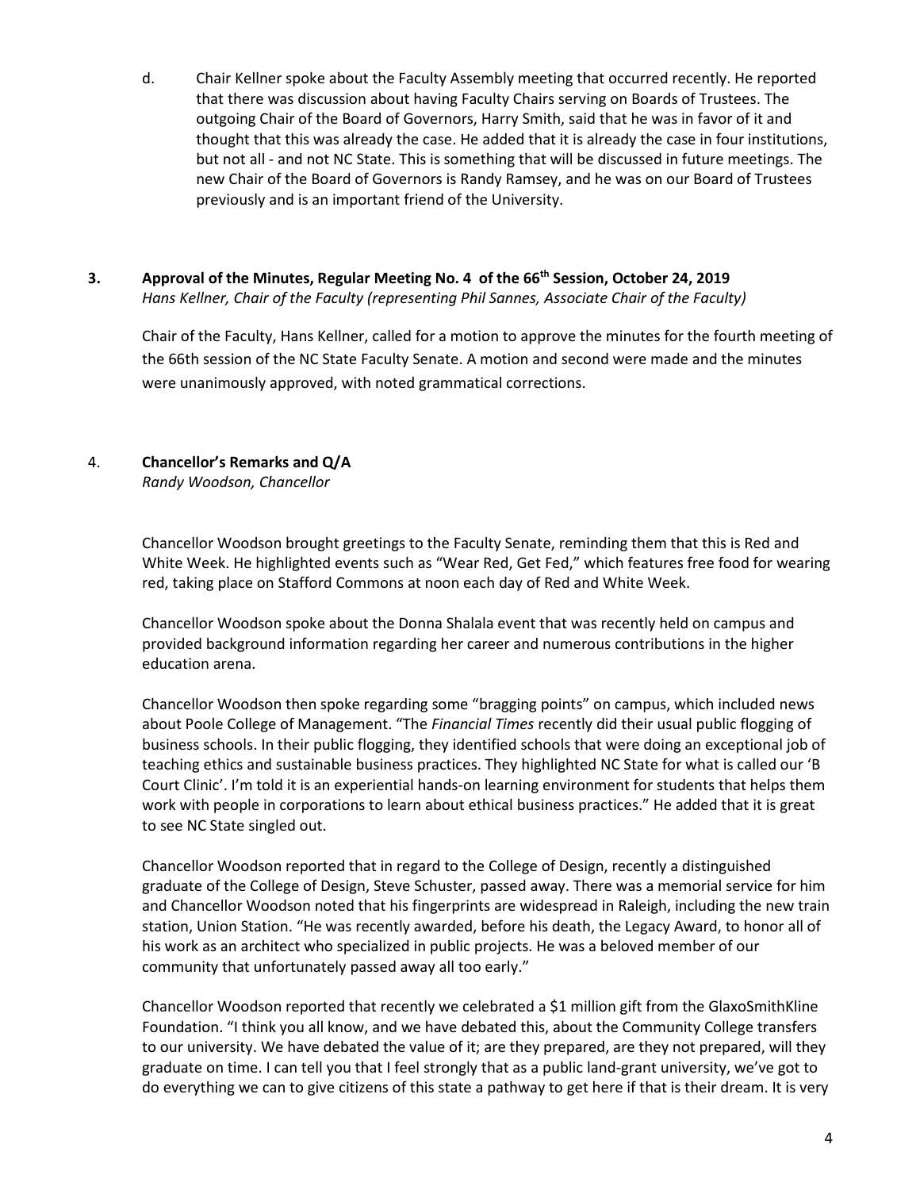d. Chair Kellner spoke about the Faculty Assembly meeting that occurred recently. He reported that there was discussion about having Faculty Chairs serving on Boards of Trustees. The outgoing Chair of the Board of Governors, Harry Smith, said that he was in favor of it and thought that this was already the case. He added that it is already the case in four institutions, but not all - and not NC State. This is something that will be discussed in future meetings. The new Chair of the Board of Governors is Randy Ramsey, and he was on our Board of Trustees previously and is an important friend of the University.

## 3. Approval of the Minutes, Regular Meeting No. 4 of the 66th Session, October 24, 2019

*Hans Kellner, Chair of the Faculty (representing Phil Sannes, Associate Chair of the Faculty)*

Chair of the Faculty, Hans Kellner, called for a motion to approve the minutes for the fourth meeting of the 66th session of the NC State Faculty Senate. A motion and second were made and the minutes were unanimously approved, with noted grammatical corrections.

## 4. Chancellor's Remarks and Q/A

*Randy Woodson, Chancellor*

Chancellor Woodson brought greetings to the Faculty Senate, reminding them that this is Red and White Week. He highlighted events such as "Wear Red, Get Fed," which features free food for wearing red, taking place on Stafford Commons at noon each day of Red and White Week.

Chancellor Woodson spoke about the Donna Shalala event that was recently held on campus and provided background information regarding her career and numerous contributions in the higher education arena.

Chancellor Woodson then spoke regarding some "bragging points" on campus, which included news about Poole College of Management. "The *Financial Times* recently did their usual public flogging of business schools. In their public flogging, they identified schools that were doing an exceptional job of teaching ethics and sustainable business practices. They highlighted NC State for what is called our 'B Court Clinic'. I'm told it is an experiential hands-on learning environment for students that helps them work with people in corporations to learn about ethical business practices." He added that it is great to see NC State singled out.

Chancellor Woodson reported that in regard to the College of Design, recently a distinguished graduate of the College of Design, Steve Schuster, passed away. There was a memorial service for him and Chancellor Woodson noted that his fingerprints are widespread in Raleigh, including the new train station, Union Station. "He was recently awarded, before his death, the Legacy Award, to honor all of his work as an architect who specialized in public projects. He was a beloved member of our community that unfortunately passed away all too early."

Chancellor Woodson reported that recently we celebrated a $1 million gift from the GlaxoSmithKline Foundation. "I think you all know, and we have debated this, about the Community College transfers to our university. We have debated the value of it; are they prepared, are they not prepared, will they graduate on time. I can tell you that I feel strongly that as a public land-grant university, we've got to do everything we can to give citizens of this state a pathway to get here if that is their dream. It is very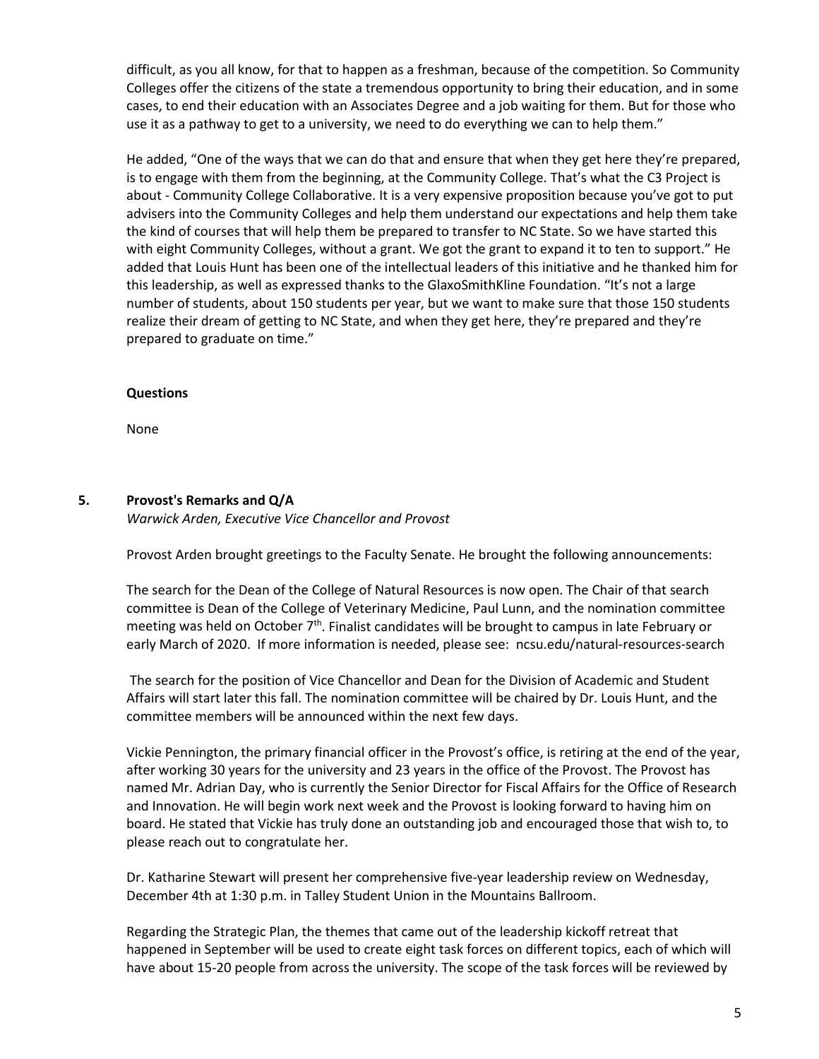difficult, as you all know, for that to happen as a freshman, because of the competition. So Community Colleges offer the citizens of the state a tremendous opportunity to bring their education, and in some cases, to end their education with an Associates Degree and a job waiting for them. But for those who use it as a pathway to get to a university, we need to do everything we can to help them."

He added, "One of the ways that we can do that and ensure that when they get here they're prepared, is to engage with them from the beginning, at the Community College. That's what the C3 Project is about - Community College Collaborative. It is a very expensive proposition because you've got to put advisers into the Community Colleges and help them understand our expectations and help them take the kind of courses that will help them be prepared to transfer to NC State. So we have started this with eight Community Colleges, without a grant. We got the grant to expand it to ten to support." He added that Louis Hunt has been one of the intellectual leaders of this initiative and he thanked him for this leadership, as well as expressed thanks to the GlaxoSmithKline Foundation. "It's not a large number of students, about 150 students per year, but we want to make sure that those 150 students realize their dream of getting to NC State, and when they get here, they're prepared and they're prepared to graduate on time."

**Questions**

None

## 5. Provost's Remarks and Q/A

*Warwick Arden, Executive Vice Chancellor and Provost*

Provost Arden brought greetings to the Faculty Senate. He brought the following announcements:

The search for the Dean of the College of Natural Resources is now open. The Chair of that search committee is Dean of the College of Veterinary Medicine, Paul Lunn, and the nomination committee meeting was held on October 7th. Finalist candidates will be brought to campus in late February or early March of 2020. If more information is needed, please see: ncsu.edu/natural-resources-search

The search for the position of Vice Chancellor and Dean for the Division of Academic and Student Affairs will start later this fall. The nomination committee will be chaired by Dr. Louis Hunt, and the committee members will be announced within the next few days.

Vickie Pennington, the primary financial officer in the Provost's office, is retiring at the end of the year, after working 30 years for the university and 23 years in the office of the Provost. The Provost has named Mr. Adrian Day, who is currently the Senior Director for Fiscal Affairs for the Office of Research and Innovation. He will begin work next week and the Provost is looking forward to having him on board. He stated that Vickie has truly done an outstanding job and encouraged those that wish to, to please reach out to congratulate her.

Dr. Katharine Stewart will present her comprehensive five-year leadership review on Wednesday, December 4th at 1:30 p.m. in Talley Student Union in the Mountains Ballroom.

Regarding the Strategic Plan, the themes that came out of the leadership kickoff retreat that happened in September will be used to create eight task forces on different topics, each of which will have about 15-20 people from across the university. The scope of the task forces will be reviewed by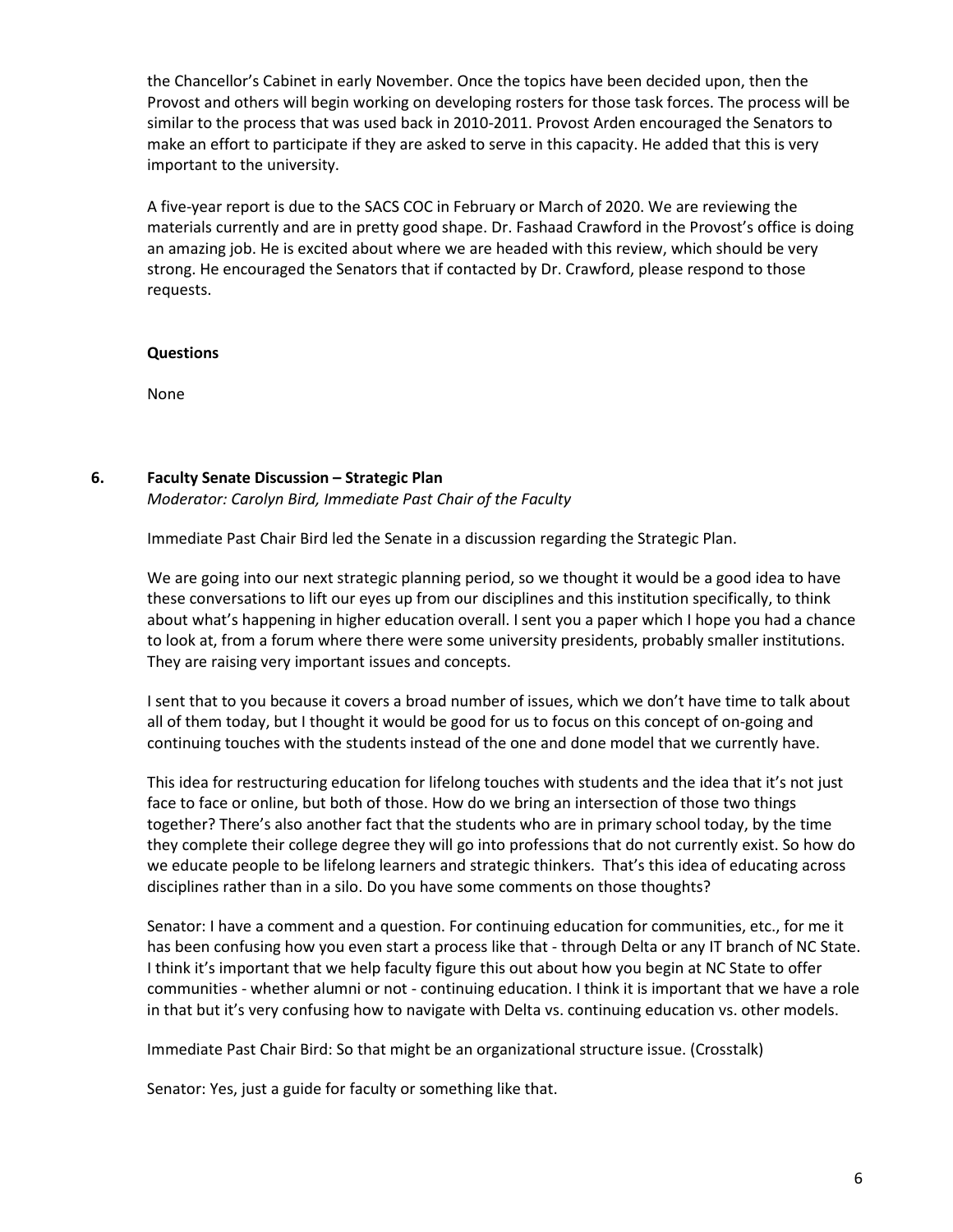the Chancellor's Cabinet in early November. Once the topics have been decided upon, then the Provost and others will begin working on developing rosters for those task forces. The process will be similar to the process that was used back in 2010-2011. Provost Arden encouraged the Senators to make an effort to participate if they are asked to serve in this capacity. He added that this is very important to the university.

A five-year report is due to the SACS COC in February or March of 2020. We are reviewing the materials currently and are in pretty good shape. Dr. Fashaad Crawford in the Provost's office is doing an amazing job. He is excited about where we are headed with this review, which should be very strong. He encouraged the Senators that if contacted by Dr. Crawford, please respond to those requests.

**Questions**

None

## 6. Faculty Senate Discussion – Strategic Plan

*Moderator: Carolyn Bird, Immediate Past Chair of the Faculty*

Immediate Past Chair Bird led the Senate in a discussion regarding the Strategic Plan.

We are going into our next strategic planning period, so we thought it would be a good idea to have these conversations to lift our eyes up from our disciplines and this institution specifically, to think about what's happening in higher education overall. I sent you a paper which I hope you had a chance to look at, from a forum where there were some university presidents, probably smaller institutions. They are raising very important issues and concepts.

I sent that to you because it covers a broad number of issues, which we don't have time to talk about all of them today, but I thought it would be good for us to focus on this concept of on-going and continuing touches with the students instead of the one and done model that we currently have.

This idea for restructuring education for lifelong touches with students and the idea that it's not just face to face or online, but both of those. How do we bring an intersection of those two things together? There's also another fact that the students who are in primary school today, by the time they complete their college degree they will go into professions that do not currently exist. So how do we educate people to be lifelong learners and strategic thinkers. That's this idea of educating across disciplines rather than in a silo. Do you have some comments on those thoughts?

Senator: I have a comment and a question. For continuing education for communities, etc., for me it has been confusing how you even start a process like that - through Delta or any IT branch of NC State. I think it's important that we help faculty figure this out about how you begin at NC State to offer communities - whether alumni or not - continuing education. I think it is important that we have a role in that but it's very confusing how to navigate with Delta vs. continuing education vs. other models.

Immediate Past Chair Bird: So that might be an organizational structure issue. (Crosstalk)

Senator: Yes, just a guide for faculty or something like that.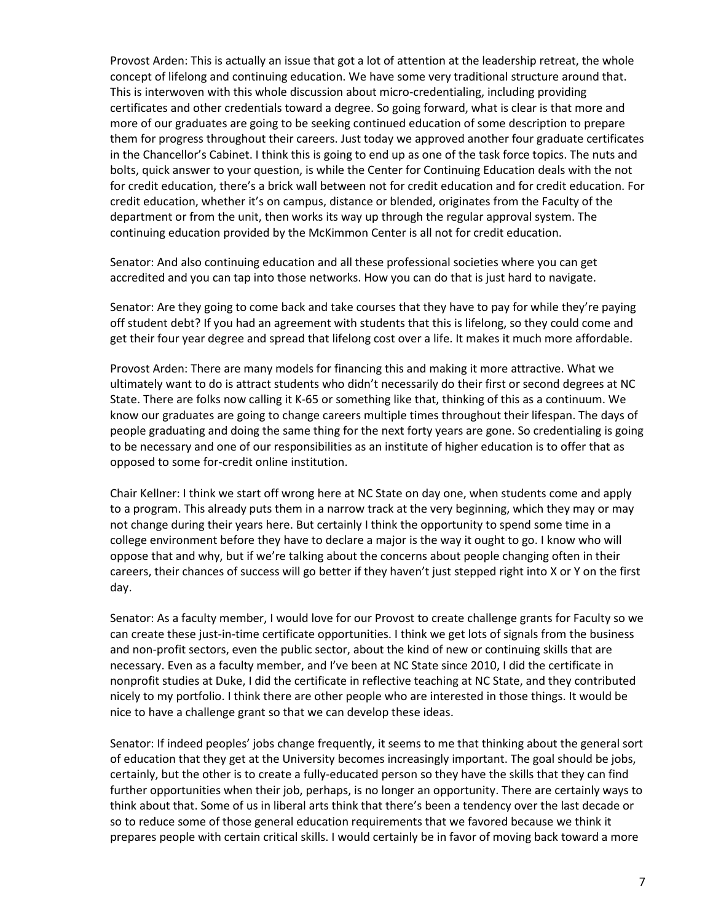Provost Arden: This is actually an issue that got a lot of attention at the leadership retreat, the whole concept of lifelong and continuing education. We have some very traditional structure around that. This is interwoven with this whole discussion about micro-credentialing, including providing certificates and other credentials toward a degree. So going forward, what is clear is that more and more of our graduates are going to be seeking continued education of some description to prepare them for progress throughout their careers. Just today we approved another four graduate certificates in the Chancellor's Cabinet. I think this is going to end up as one of the task force topics. The nuts and bolts, quick answer to your question, is while the Center for Continuing Education deals with the not for credit education, there's a brick wall between not for credit education and for credit education. For credit education, whether it's on campus, distance or blended, originates from the Faculty of the department or from the unit, then works its way up through the regular approval system. The continuing education provided by the McKimmon Center is all not for credit education.

Senator: And also continuing education and all these professional societies where you can get accredited and you can tap into those networks. How you can do that is just hard to navigate.

Senator: Are they going to come back and take courses that they have to pay for while they're paying off student debt? If you had an agreement with students that this is lifelong, so they could come and get their four year degree and spread that lifelong cost over a life. It makes it much more affordable.

Provost Arden: There are many models for financing this and making it more attractive. What we ultimately want to do is attract students who didn't necessarily do their first or second degrees at NC State. There are folks now calling it K-65 or something like that, thinking of this as a continuum. We know our graduates are going to change careers multiple times throughout their lifespan. The days of people graduating and doing the same thing for the next forty years are gone. So credentialing is going to be necessary and one of our responsibilities as an institute of higher education is to offer that as opposed to some for-credit online institution.

Chair Kellner: I think we start off wrong here at NC State on day one, when students come and apply to a program. This already puts them in a narrow track at the very beginning, which they may or may not change during their years here. But certainly I think the opportunity to spend some time in a college environment before they have to declare a major is the way it ought to go. I know who will oppose that and why, but if we're talking about the concerns about people changing often in their careers, their chances of success will go better if they haven't just stepped right into X or Y on the first day.

Senator: As a faculty member, I would love for our Provost to create challenge grants for Faculty so we can create these just-in-time certificate opportunities. I think we get lots of signals from the business and non-profit sectors, even the public sector, about the kind of new or continuing skills that are necessary. Even as a faculty member, and I've been at NC State since 2010, I did the certificate in nonprofit studies at Duke, I did the certificate in reflective teaching at NC State, and they contributed nicely to my portfolio. I think there are other people who are interested in those things. It would be nice to have a challenge grant so that we can develop these ideas.

Senator: If indeed peoples' jobs change frequently, it seems to me that thinking about the general sort of education that they get at the University becomes increasingly important. The goal should be jobs, certainly, but the other is to create a fully-educated person so they have the skills that they can find further opportunities when their job, perhaps, is no longer an opportunity. There are certainly ways to think about that. Some of us in liberal arts think that there's been a tendency over the last decade or so to reduce some of those general education requirements that we favored because we think it prepares people with certain critical skills. I would certainly be in favor of moving back toward a more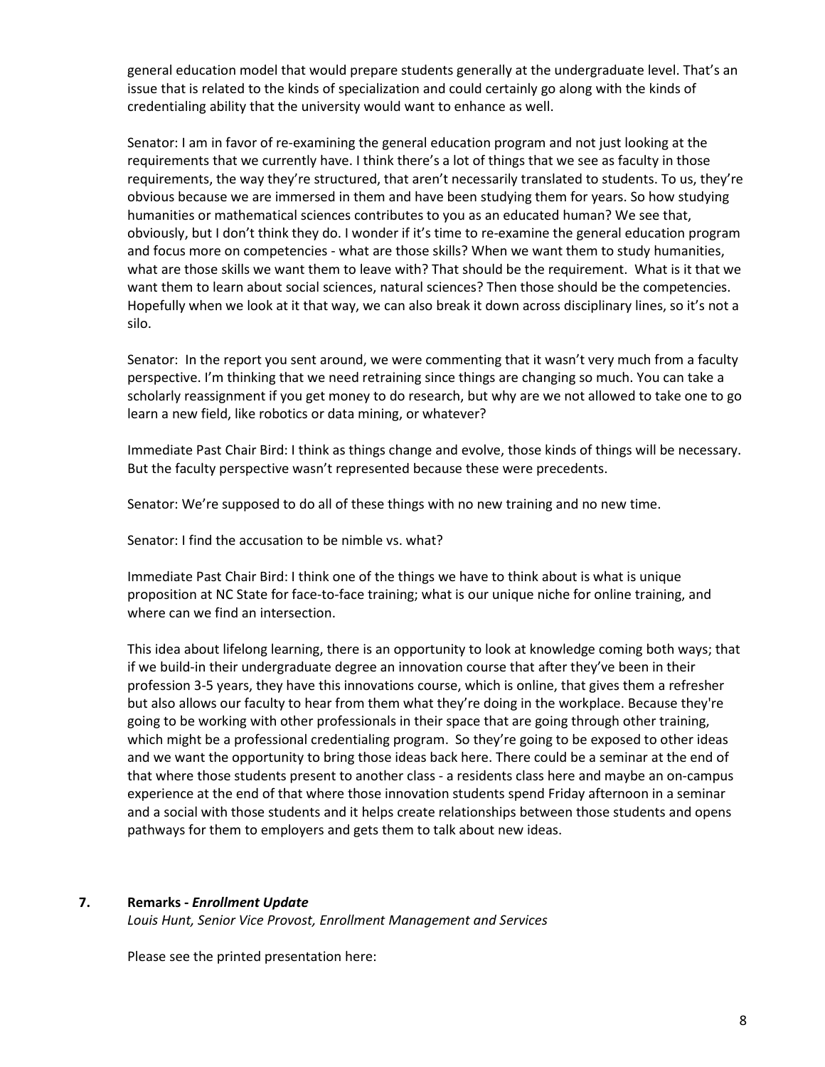general education model that would prepare students generally at the undergraduate level. That's an issue that is related to the kinds of specialization and could certainly go along with the kinds of credentialing ability that the university would want to enhance as well.

Senator: I am in favor of re-examining the general education program and not just looking at the requirements that we currently have. I think there's a lot of things that we see as faculty in those requirements, the way they're structured, that aren't necessarily translated to students. To us, they're obvious because we are immersed in them and have been studying them for years. So how studying humanities or mathematical sciences contributes to you as an educated human? We see that, obviously, but I don't think they do. I wonder if it's time to re-examine the general education program and focus more on competencies - what are those skills? When we want them to study humanities, what are those skills we want them to leave with? That should be the requirement. What is it that we want them to learn about social sciences, natural sciences? Then those should be the competencies. Hopefully when we look at it that way, we can also break it down across disciplinary lines, so it's not a silo.

Senator: In the report you sent around, we were commenting that it wasn't very much from a faculty perspective. I'm thinking that we need retraining since things are changing so much. You can take a scholarly reassignment if you get money to do research, but why are we not allowed to take one to go learn a new field, like robotics or data mining, or whatever?

Immediate Past Chair Bird: I think as things change and evolve, those kinds of things will be necessary. But the faculty perspective wasn't represented because these were precedents.

Senator: We're supposed to do all of these things with no new training and no new time.

Senator: I find the accusation to be nimble vs. what?

Immediate Past Chair Bird: I think one of the things we have to think about is what is unique proposition at NC State for face-to-face training; what is our unique niche for online training, and where can we find an intersection.

This idea about lifelong learning, there is an opportunity to look at knowledge coming both ways; that if we build-in their undergraduate degree an innovation course that after they've been in their profession 3-5 years, they have this innovations course, which is online, that gives them a refresher but also allows our faculty to hear from them what they're doing in the workplace. Because they're going to be working with other professionals in their space that are going through other training, which might be a professional credentialing program. So they're going to be exposed to other ideas and we want the opportunity to bring those ideas back here. There could be a seminar at the end of that where those students present to another class - a residents class here and maybe an on-campus experience at the end of that where those innovation students spend Friday afternoon in a seminar and a social with those students and it helps create relationships between those students and opens pathways for them to employers and gets them to talk about new ideas.

**7. Remarks - *Enrollment Update***

*Louis Hunt, Senior Vice Provost, Enrollment Management and Services*

Please see the printed presentation here: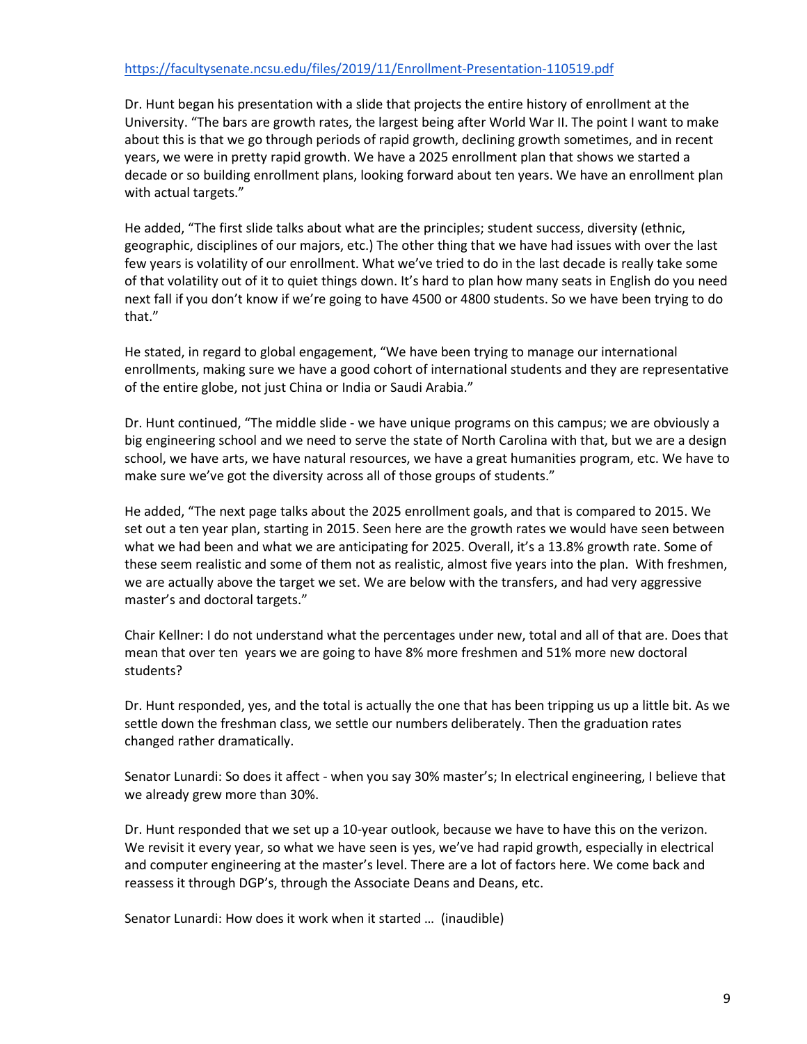https://facultysenate.ncsu.edu/files/2019/11/Enrollment-Presentation-110519.pdf

Dr. Hunt began his presentation with a slide that projects the entire history of enrollment at the University. "The bars are growth rates, the largest being after World War II. The point I want to make about this is that we go through periods of rapid growth, declining growth sometimes, and in recent years, we were in pretty rapid growth. We have a 2025 enrollment plan that shows we started a decade or so building enrollment plans, looking forward about ten years. We have an enrollment plan with actual targets."

He added, "The first slide talks about what are the principles; student success, diversity (ethnic, geographic, disciplines of our majors, etc.) The other thing that we have had issues with over the last few years is volatility of our enrollment. What we've tried to do in the last decade is really take some of that volatility out of it to quiet things down. It's hard to plan how many seats in English do you need next fall if you don't know if we're going to have 4500 or 4800 students. So we have been trying to do that."

He stated, in regard to global engagement, "We have been trying to manage our international enrollments, making sure we have a good cohort of international students and they are representative of the entire globe, not just China or India or Saudi Arabia."

Dr. Hunt continued, "The middle slide - we have unique programs on this campus; we are obviously a big engineering school and we need to serve the state of North Carolina with that, but we are a design school, we have arts, we have natural resources, we have a great humanities program, etc. We have to make sure we've got the diversity across all of those groups of students."

He added, "The next page talks about the 2025 enrollment goals, and that is compared to 2015. We set out a ten year plan, starting in 2015. Seen here are the growth rates we would have seen between what we had been and what we are anticipating for 2025. Overall, it's a 13.8% growth rate. Some of these seem realistic and some of them not as realistic, almost five years into the plan. With freshmen, we are actually above the target we set. We are below with the transfers, and had very aggressive master's and doctoral targets."

Chair Kellner: I do not understand what the percentages under new, total and all of that are. Does that mean that over ten years we are going to have 8% more freshmen and 51% more new doctoral students?

Dr. Hunt responded, yes, and the total is actually the one that has been tripping us up a little bit. As we settle down the freshman class, we settle our numbers deliberately. Then the graduation rates changed rather dramatically.

Senator Lunardi: So does it affect - when you say 30% master's; In electrical engineering, I believe that we already grew more than 30%.

Dr. Hunt responded that we set up a 10-year outlook, because we have to have this on the verizon. We revisit it every year, so what we have seen is yes, we've had rapid growth, especially in electrical and computer engineering at the master's level. There are a lot of factors here. We come back and reassess it through DGP's, through the Associate Deans and Deans, etc.

Senator Lunardi: How does it work when it started … (inaudible)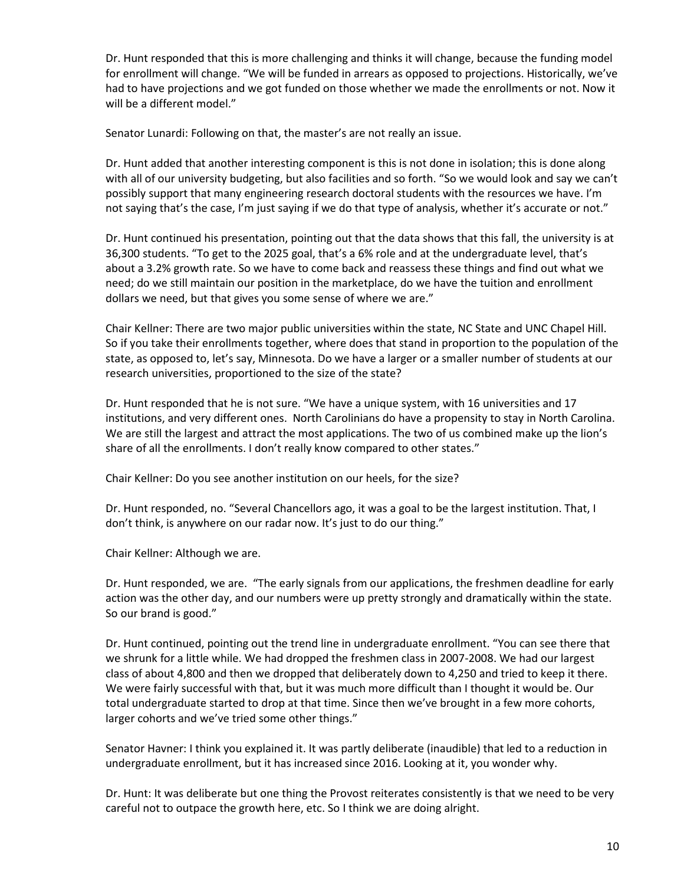Dr. Hunt responded that this is more challenging and thinks it will change, because the funding model for enrollment will change. “We will be funded in arrears as opposed to projections. Historically, we’ve had to have projections and we got funded on those whether we made the enrollments or not. Now it will be a different model.”

Senator Lunardi: Following on that, the master’s are not really an issue.

Dr. Hunt added that another interesting component is this is not done in isolation; this is done along with all of our university budgeting, but also facilities and so forth. “So we would look and say we can’t possibly support that many engineering research doctoral students with the resources we have. I’m not saying that’s the case, I’m just saying if we do that type of analysis, whether it’s accurate or not.”

Dr. Hunt continued his presentation, pointing out that the data shows that this fall, the university is at 36,300 students. “To get to the 2025 goal, that’s a 6% role and at the undergraduate level, that’s about a 3.2% growth rate. So we have to come back and reassess these things and find out what we need; do we still maintain our position in the marketplace, do we have the tuition and enrollment dollars we need, but that gives you some sense of where we are.”

Chair Kellner: There are two major public universities within the state, NC State and UNC Chapel Hill. So if you take their enrollments together, where does that stand in proportion to the population of the state, as opposed to, let’s say, Minnesota. Do we have a larger or a smaller number of students at our research universities, proportioned to the size of the state?

Dr. Hunt responded that he is not sure. “We have a unique system, with 16 universities and 17 institutions, and very different ones. North Carolinians do have a propensity to stay in North Carolina. We are still the largest and attract the most applications. The two of us combined make up the lion’s share of all the enrollments. I don’t really know compared to other states.”

Chair Kellner: Do you see another institution on our heels, for the size?

Dr. Hunt responded, no. “Several Chancellors ago, it was a goal to be the largest institution. That, I don’t think, is anywhere on our radar now. It’s just to do our thing.”

Chair Kellner: Although we are.

Dr. Hunt responded, we are. “The early signals from our applications, the freshmen deadline for early action was the other day, and our numbers were up pretty strongly and dramatically within the state. So our brand is good.”

Dr. Hunt continued, pointing out the trend line in undergraduate enrollment. “You can see there that we shrunk for a little while. We had dropped the freshmen class in 2007-2008. We had our largest class of about 4,800 and then we dropped that deliberately down to 4,250 and tried to keep it there. We were fairly successful with that, but it was much more difficult than I thought it would be. Our total undergraduate started to drop at that time. Since then we’ve brought in a few more cohorts, larger cohorts and we’ve tried some other things.”

Senator Havner: I think you explained it. It was partly deliberate (inaudible) that led to a reduction in undergraduate enrollment, but it has increased since 2016. Looking at it, you wonder why.

Dr. Hunt: It was deliberate but one thing the Provost reiterates consistently is that we need to be very careful not to outpace the growth here, etc. So I think we are doing alright.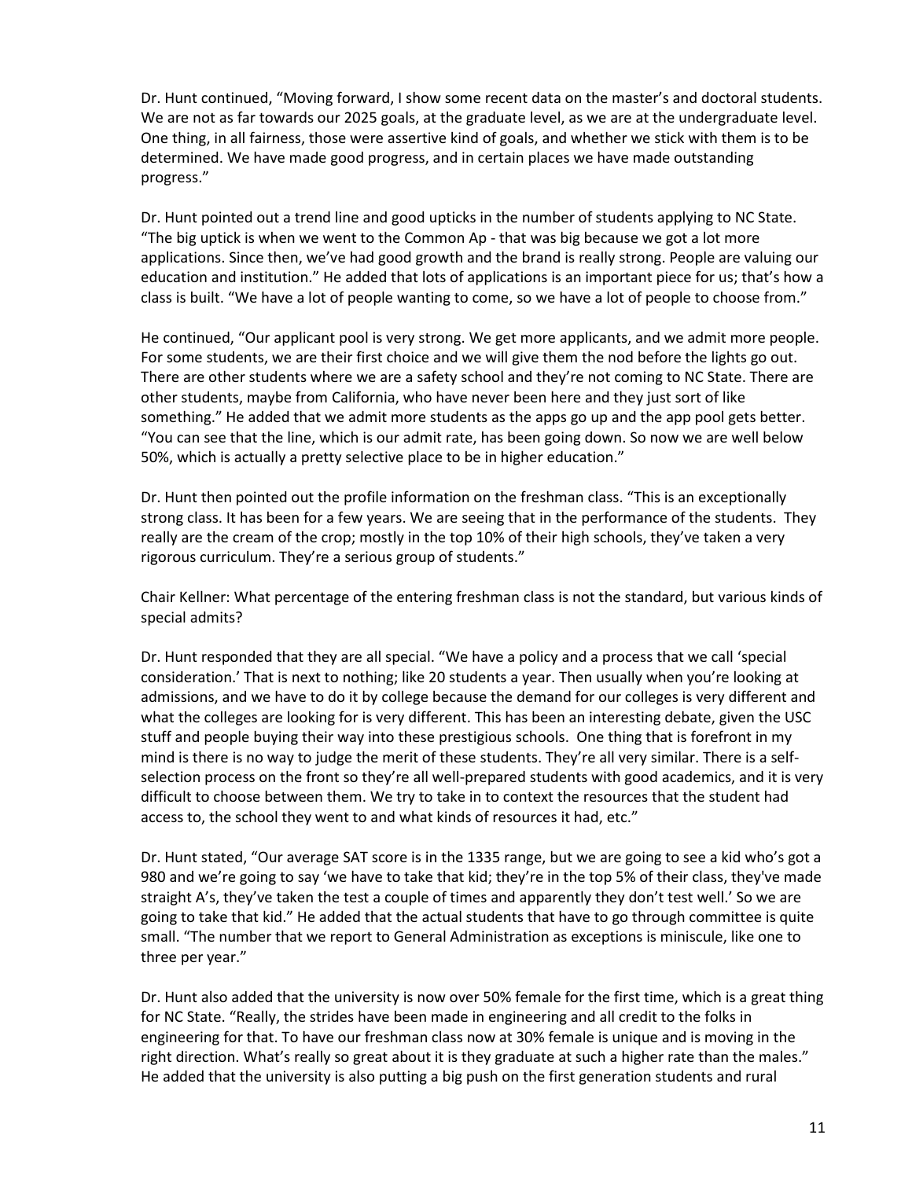Dr. Hunt continued, "Moving forward, I show some recent data on the master's and doctoral students. We are not as far towards our 2025 goals, at the graduate level, as we are at the undergraduate level. One thing, in all fairness, those were assertive kind of goals, and whether we stick with them is to be determined. We have made good progress, and in certain places we have made outstanding progress."

Dr. Hunt pointed out a trend line and good upticks in the number of students applying to NC State. "The big uptick is when we went to the Common Ap - that was big because we got a lot more applications. Since then, we've had good growth and the brand is really strong. People are valuing our education and institution." He added that lots of applications is an important piece for us; that's how a class is built. "We have a lot of people wanting to come, so we have a lot of people to choose from."

He continued, "Our applicant pool is very strong. We get more applicants, and we admit more people. For some students, we are their first choice and we will give them the nod before the lights go out. There are other students where we are a safety school and they're not coming to NC State. There are other students, maybe from California, who have never been here and they just sort of like something." He added that we admit more students as the apps go up and the app pool gets better. "You can see that the line, which is our admit rate, has been going down. So now we are well below 50%, which is actually a pretty selective place to be in higher education."

Dr. Hunt then pointed out the profile information on the freshman class. "This is an exceptionally strong class. It has been for a few years. We are seeing that in the performance of the students. They really are the cream of the crop; mostly in the top 10% of their high schools, they've taken a very rigorous curriculum. They're a serious group of students."

Chair Kellner: What percentage of the entering freshman class is not the standard, but various kinds of special admits?

Dr. Hunt responded that they are all special. "We have a policy and a process that we call 'special consideration.' That is next to nothing; like 20 students a year. Then usually when you're looking at admissions, and we have to do it by college because the demand for our colleges is very different and what the colleges are looking for is very different. This has been an interesting debate, given the USC stuff and people buying their way into these prestigious schools. One thing that is forefront in my mind is there is no way to judge the merit of these students. They're all very similar. There is a self-selection process on the front so they're all well-prepared students with good academics, and it is very difficult to choose between them. We try to take in to context the resources that the student had access to, the school they went to and what kinds of resources it had, etc."

Dr. Hunt stated, "Our average SAT score is in the 1335 range, but we are going to see a kid who's got a 980 and we're going to say 'we have to take that kid; they're in the top 5% of their class, they've made straight A's, they've taken the test a couple of times and apparently they don't test well.' So we are going to take that kid." He added that the actual students that have to go through committee is quite small. "The number that we report to General Administration as exceptions is miniscule, like one to three per year."

Dr. Hunt also added that the university is now over 50% female for the first time, which is a great thing for NC State. "Really, the strides have been made in engineering and all credit to the folks in engineering for that. To have our freshman class now at 30% female is unique and is moving in the right direction. What's really so great about it is they graduate at such a higher rate than the males." He added that the university is also putting a big push on the first generation students and rural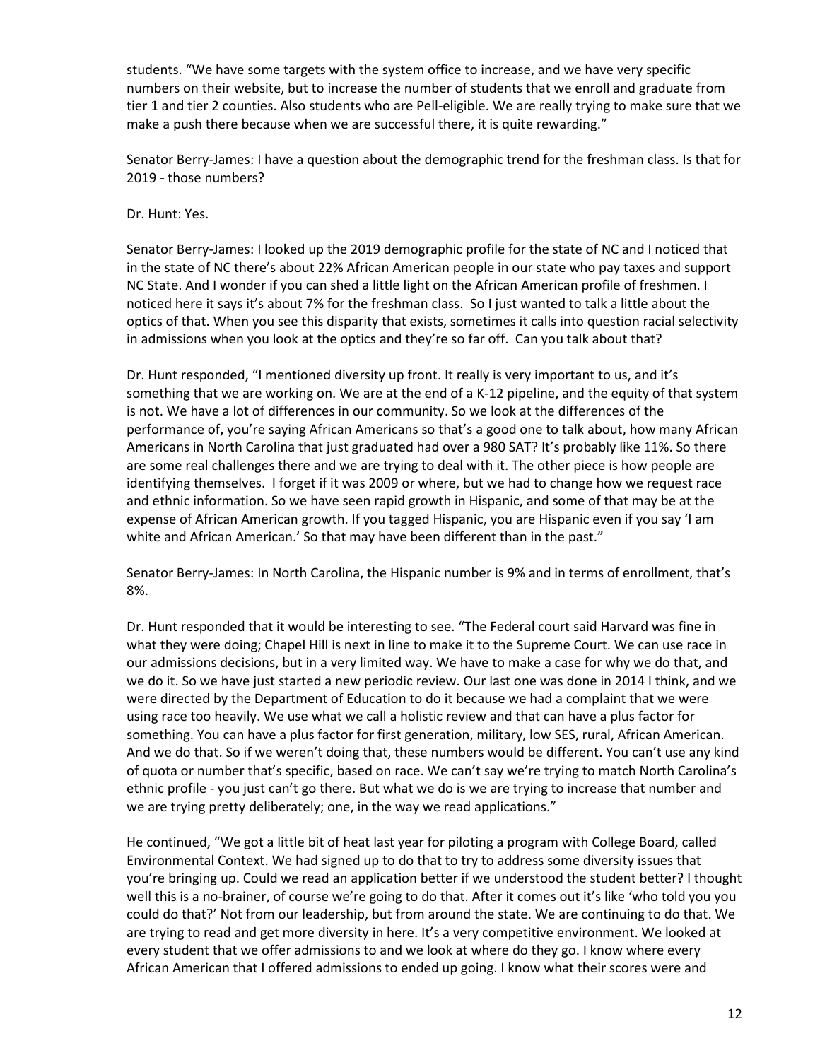students. "We have some targets with the system office to increase, and we have very specific numbers on their website, but to increase the number of students that we enroll and graduate from tier 1 and tier 2 counties. Also students who are Pell-eligible. We are really trying to make sure that we make a push there because when we are successful there, it is quite rewarding."

Senator Berry-James: I have a question about the demographic trend for the freshman class. Is that for 2019 - those numbers?

Dr. Hunt: Yes.

Senator Berry-James: I looked up the 2019 demographic profile for the state of NC and I noticed that in the state of NC there's about 22% African American people in our state who pay taxes and support NC State. And I wonder if you can shed a little light on the African American profile of freshmen. I noticed here it says it's about 7% for the freshman class. So I just wanted to talk a little about the optics of that. When you see this disparity that exists, sometimes it calls into question racial selectivity in admissions when you look at the optics and they're so far off. Can you talk about that?

Dr. Hunt responded, "I mentioned diversity up front. It really is very important to us, and it's something that we are working on. We are at the end of a K-12 pipeline, and the equity of that system is not. We have a lot of differences in our community. So we look at the differences of the performance of, you're saying African Americans so that's a good one to talk about, how many African Americans in North Carolina that just graduated had over a 980 SAT? It's probably like 11%. So there are some real challenges there and we are trying to deal with it. The other piece is how people are identifying themselves. I forget if it was 2009 or where, but we had to change how we request race and ethnic information. So we have seen rapid growth in Hispanic, and some of that may be at the expense of African American growth. If you tagged Hispanic, you are Hispanic even if you say 'I am white and African American.' So that may have been different than in the past."

Senator Berry-James: In North Carolina, the Hispanic number is 9% and in terms of enrollment, that's 8%.

Dr. Hunt responded that it would be interesting to see. "The Federal court said Harvard was fine in what they were doing; Chapel Hill is next in line to make it to the Supreme Court. We can use race in our admissions decisions, but in a very limited way. We have to make a case for why we do that, and we do it. So we have just started a new periodic review. Our last one was done in 2014 I think, and we were directed by the Department of Education to do it because we had a complaint that we were using race too heavily. We use what we call a holistic review and that can have a plus factor for something. You can have a plus factor for first generation, military, low SES, rural, African American. And we do that. So if we weren't doing that, these numbers would be different. You can't use any kind of quota or number that's specific, based on race. We can't say we're trying to match North Carolina's ethnic profile - you just can't go there. But what we do is we are trying to increase that number and we are trying pretty deliberately; one, in the way we read applications."

He continued, "We got a little bit of heat last year for piloting a program with College Board, called Environmental Context. We had signed up to do that to try to address some diversity issues that you're bringing up. Could we read an application better if we understood the student better? I thought well this is a no-brainer, of course we're going to do that. After it comes out it's like 'who told you you could do that?' Not from our leadership, but from around the state. We are continuing to do that. We are trying to read and get more diversity in here. It's a very competitive environment. We looked at every student that we offer admissions to and we look at where do they go. I know where every African American that I offered admissions to ended up going. I know what their scores were and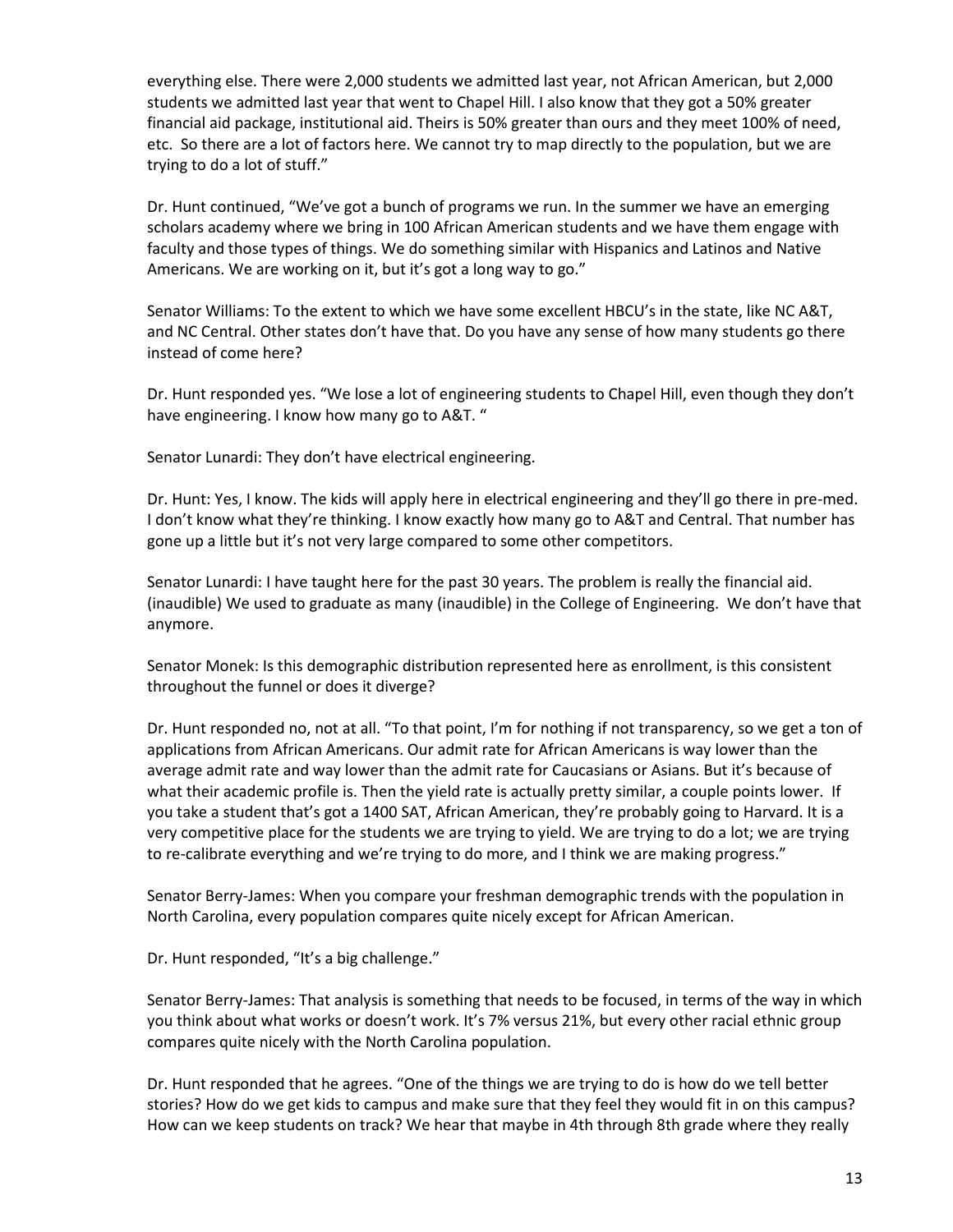everything else. There were 2,000 students we admitted last year, not African American, but 2,000 students we admitted last year that went to Chapel Hill. I also know that they got a 50% greater financial aid package, institutional aid. Theirs is 50% greater than ours and they meet 100% of need, etc. So there are a lot of factors here. We cannot try to map directly to the population, but we are trying to do a lot of stuff."

Dr. Hunt continued, "We've got a bunch of programs we run. In the summer we have an emerging scholars academy where we bring in 100 African American students and we have them engage with faculty and those types of things. We do something similar with Hispanics and Latinos and Native Americans. We are working on it, but it's got a long way to go."

Senator Williams: To the extent to which we have some excellent HBCU's in the state, like NC A&T, and NC Central. Other states don't have that. Do you have any sense of how many students go there instead of come here?

Dr. Hunt responded yes. "We lose a lot of engineering students to Chapel Hill, even though they don't have engineering. I know how many go to A&T. "

Senator Lunardi: They don't have electrical engineering.

Dr. Hunt: Yes, I know. The kids will apply here in electrical engineering and they'll go there in pre-med. I don't know what they're thinking. I know exactly how many go to A&T and Central. That number has gone up a little but it's not very large compared to some other competitors.

Senator Lunardi: I have taught here for the past 30 years. The problem is really the financial aid. (inaudible) We used to graduate as many (inaudible) in the College of Engineering. We don't have that anymore.

Senator Monek: Is this demographic distribution represented here as enrollment, is this consistent throughout the funnel or does it diverge?

Dr. Hunt responded no, not at all. "To that point, I'm for nothing if not transparency, so we get a ton of applications from African Americans. Our admit rate for African Americans is way lower than the average admit rate and way lower than the admit rate for Caucasians or Asians. But it's because of what their academic profile is. Then the yield rate is actually pretty similar, a couple points lower. If you take a student that's got a 1400 SAT, African American, they're probably going to Harvard. It is a very competitive place for the students we are trying to yield. We are trying to do a lot; we are trying to re-calibrate everything and we're trying to do more, and I think we are making progress."

Senator Berry-James: When you compare your freshman demographic trends with the population in North Carolina, every population compares quite nicely except for African American.

Dr. Hunt responded, "It's a big challenge."

Senator Berry-James: That analysis is something that needs to be focused, in terms of the way in which you think about what works or doesn't work. It's 7% versus 21%, but every other racial ethnic group compares quite nicely with the North Carolina population.

Dr. Hunt responded that he agrees. "One of the things we are trying to do is how do we tell better stories? How do we get kids to campus and make sure that they feel they would fit in on this campus? How can we keep students on track? We hear that maybe in 4th through 8th grade where they really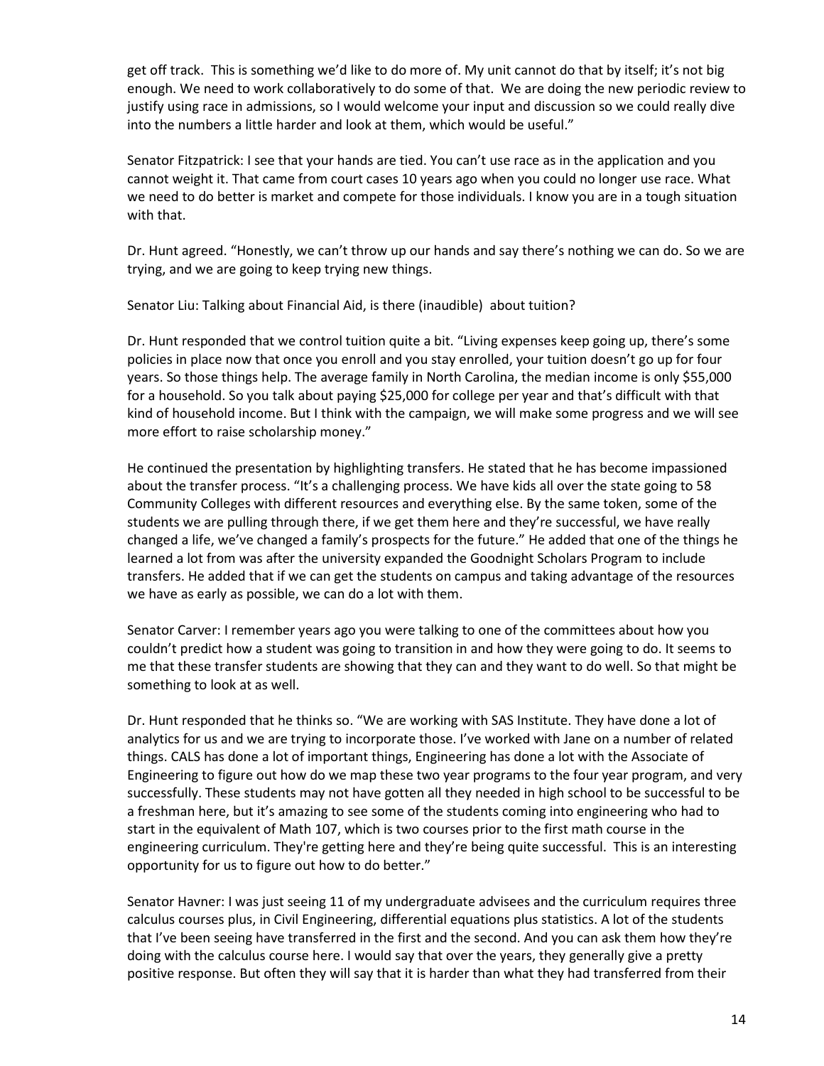get off track. This is something we'd like to do more of. My unit cannot do that by itself; it's not big enough. We need to work collaboratively to do some of that. We are doing the new periodic review to justify using race in admissions, so I would welcome your input and discussion so we could really dive into the numbers a little harder and look at them, which would be useful."

Senator Fitzpatrick: I see that your hands are tied. You can't use race as in the application and you cannot weight it. That came from court cases 10 years ago when you could no longer use race. What we need to do better is market and compete for those individuals. I know you are in a tough situation with that.

Dr. Hunt agreed. "Honestly, we can't throw up our hands and say there's nothing we can do. So we are trying, and we are going to keep trying new things.

Senator Liu: Talking about Financial Aid, is there (inaudible) about tuition?

Dr. Hunt responded that we control tuition quite a bit. "Living expenses keep going up, there's some policies in place now that once you enroll and you stay enrolled, your tuition doesn't go up for four years. So those things help. The average family in North Carolina, the median income is only $55,000 for a household. So you talk about paying $25,000 for college per year and that's difficult with that kind of household income. But I think with the campaign, we will make some progress and we will see more effort to raise scholarship money."

He continued the presentation by highlighting transfers. He stated that he has become impassioned about the transfer process. "It's a challenging process. We have kids all over the state going to 58 Community Colleges with different resources and everything else. By the same token, some of the students we are pulling through there, if we get them here and they're successful, we have really changed a life, we've changed a family's prospects for the future." He added that one of the things he learned a lot from was after the university expanded the Goodnight Scholars Program to include transfers. He added that if we can get the students on campus and taking advantage of the resources we have as early as possible, we can do a lot with them.

Senator Carver: I remember years ago you were talking to one of the committees about how you couldn't predict how a student was going to transition in and how they were going to do. It seems to me that these transfer students are showing that they can and they want to do well. So that might be something to look at as well.

Dr. Hunt responded that he thinks so. "We are working with SAS Institute. They have done a lot of analytics for us and we are trying to incorporate those. I've worked with Jane on a number of related things. CALS has done a lot of important things, Engineering has done a lot with the Associate of Engineering to figure out how do we map these two year programs to the four year program, and very successfully. These students may not have gotten all they needed in high school to be successful to be a freshman here, but it's amazing to see some of the students coming into engineering who had to start in the equivalent of Math 107, which is two courses prior to the first math course in the engineering curriculum. They're getting here and they're being quite successful. This is an interesting opportunity for us to figure out how to do better."

Senator Havner: I was just seeing 11 of my undergraduate advisees and the curriculum requires three calculus courses plus, in Civil Engineering, differential equations plus statistics. A lot of the students that I've been seeing have transferred in the first and the second. And you can ask them how they're doing with the calculus course here. I would say that over the years, they generally give a pretty positive response. But often they will say that it is harder than what they had transferred from their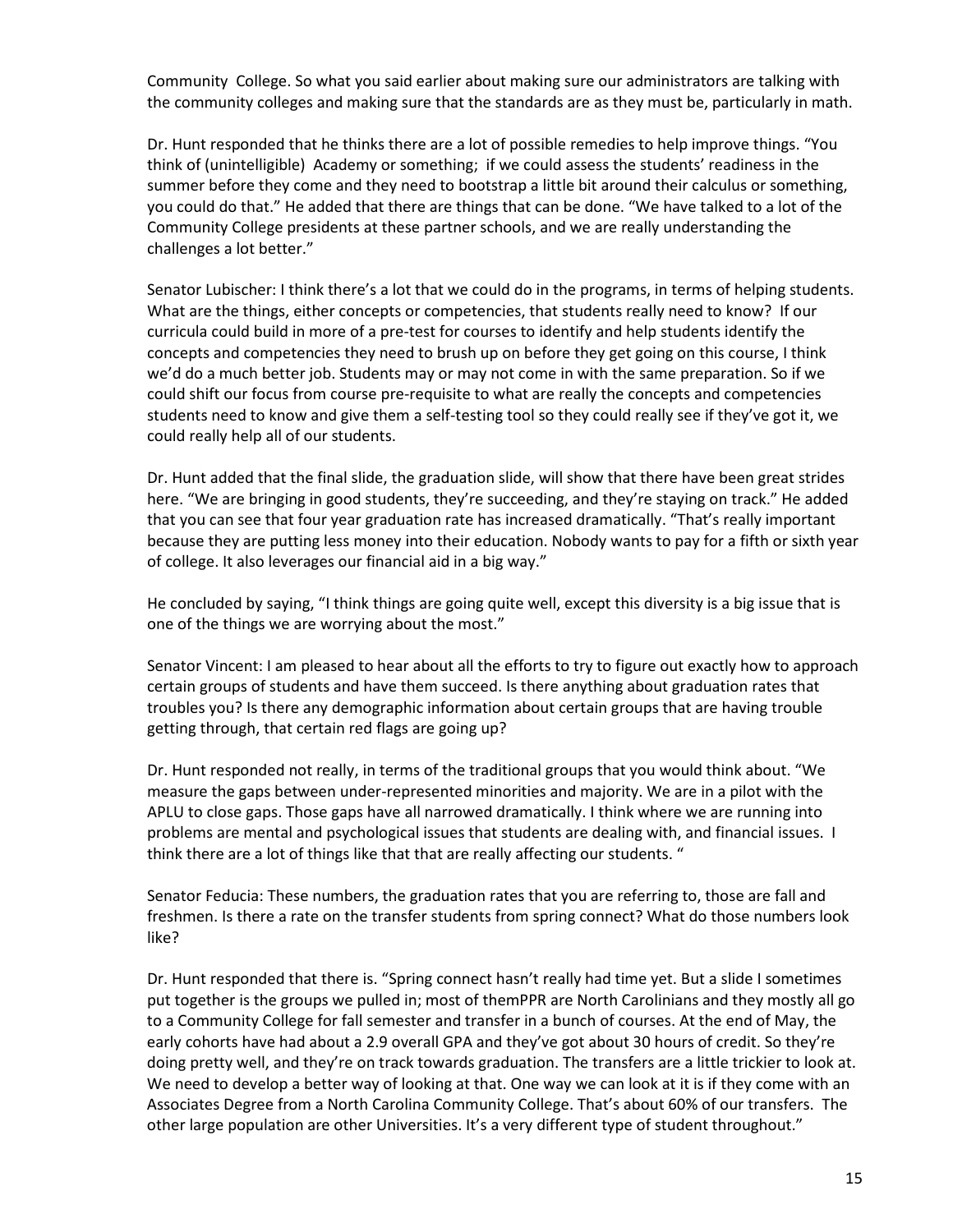Community  College. So what you said earlier about making sure our administrators are talking with the community colleges and making sure that the standards are as they must be, particularly in math.

Dr. Hunt responded that he thinks there are a lot of possible remedies to help improve things. "You think of (unintelligible)  Academy or something;  if we could assess the students' readiness in the summer before they come and they need to bootstrap a little bit around their calculus or something, you could do that." He added that there are things that can be done. "We have talked to a lot of the Community College presidents at these partner schools, and we are really understanding the challenges a lot better."

Senator Lubischer: I think there's a lot that we could do in the programs, in terms of helping students. What are the things, either concepts or competencies, that students really need to know?  If our curricula could build in more of a pre-test for courses to identify and help students identify the concepts and competencies they need to brush up on before they get going on this course, I think we'd do a much better job. Students may or may not come in with the same preparation. So if we could shift our focus from course pre-requisite to what are really the concepts and competencies students need to know and give them a self-testing tool so they could really see if they've got it, we could really help all of our students.

Dr. Hunt added that the final slide, the graduation slide, will show that there have been great strides here. "We are bringing in good students, they're succeeding, and they're staying on track." He added that you can see that four year graduation rate has increased dramatically. "That's really important because they are putting less money into their education. Nobody wants to pay for a fifth or sixth year of college. It also leverages our financial aid in a big way."

He concluded by saying, "I think things are going quite well, except this diversity is a big issue that is one of the things we are worrying about the most."

Senator Vincent: I am pleased to hear about all the efforts to try to figure out exactly how to approach certain groups of students and have them succeed. Is there anything about graduation rates that troubles you? Is there any demographic information about certain groups that are having trouble getting through, that certain red flags are going up?

Dr. Hunt responded not really, in terms of the traditional groups that you would think about. "We measure the gaps between under-represented minorities and majority. We are in a pilot with the APLU to close gaps. Those gaps have all narrowed dramatically. I think where we are running into problems are mental and psychological issues that students are dealing with, and financial issues.  I think there are a lot of things like that that are really affecting our students. "

Senator Feducia: These numbers, the graduation rates that you are referring to, those are fall and freshmen. Is there a rate on the transfer students from spring connect? What do those numbers look like?

Dr. Hunt responded that there is. "Spring connect hasn't really had time yet. But a slide I sometimes put together is the groups we pulled in; most of themPPR are North Carolinians and they mostly all go to a Community College for fall semester and transfer in a bunch of courses. At the end of May, the early cohorts have had about a 2.9 overall GPA and they've got about 30 hours of credit. So they're doing pretty well, and they're on track towards graduation. The transfers are a little trickier to look at. We need to develop a better way of looking at that. One way we can look at it is if they come with an Associates Degree from a North Carolina Community College. That's about 60% of our transfers.  The other large population are other Universities. It's a very different type of student throughout."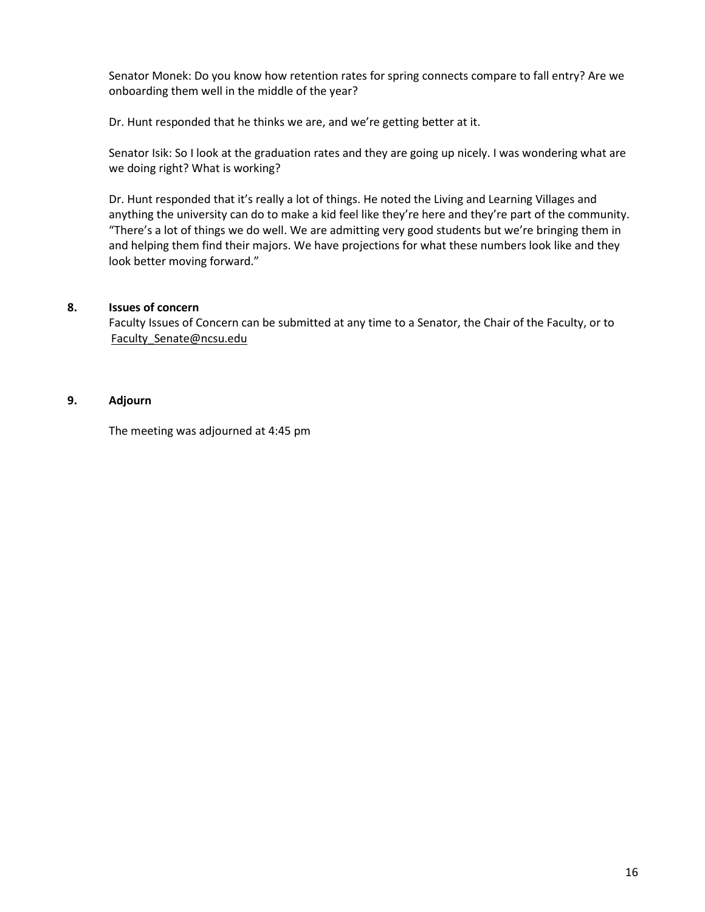Senator Monek: Do you know how retention rates for spring connects compare to fall entry? Are we onboarding them well in the middle of the year?

Dr. Hunt responded that he thinks we are, and we're getting better at it.

Senator Isik: So I look at the graduation rates and they are going up nicely. I was wondering what are we doing right? What is working?

Dr. Hunt responded that it's really a lot of things. He noted the Living and Learning Villages and anything the university can do to make a kid feel like they're here and they're part of the community. "There's a lot of things we do well. We are admitting very good students but we're bringing them in and helping them find their majors. We have projections for what these numbers look like and they look better moving forward."

## 8. Issues of concern

Faculty Issues of Concern can be submitted at any time to a Senator, the Chair of the Faculty, or to Faculty_Senate@ncsu.edu

## 9. Adjourn

The meeting was adjourned at 4:45 pm